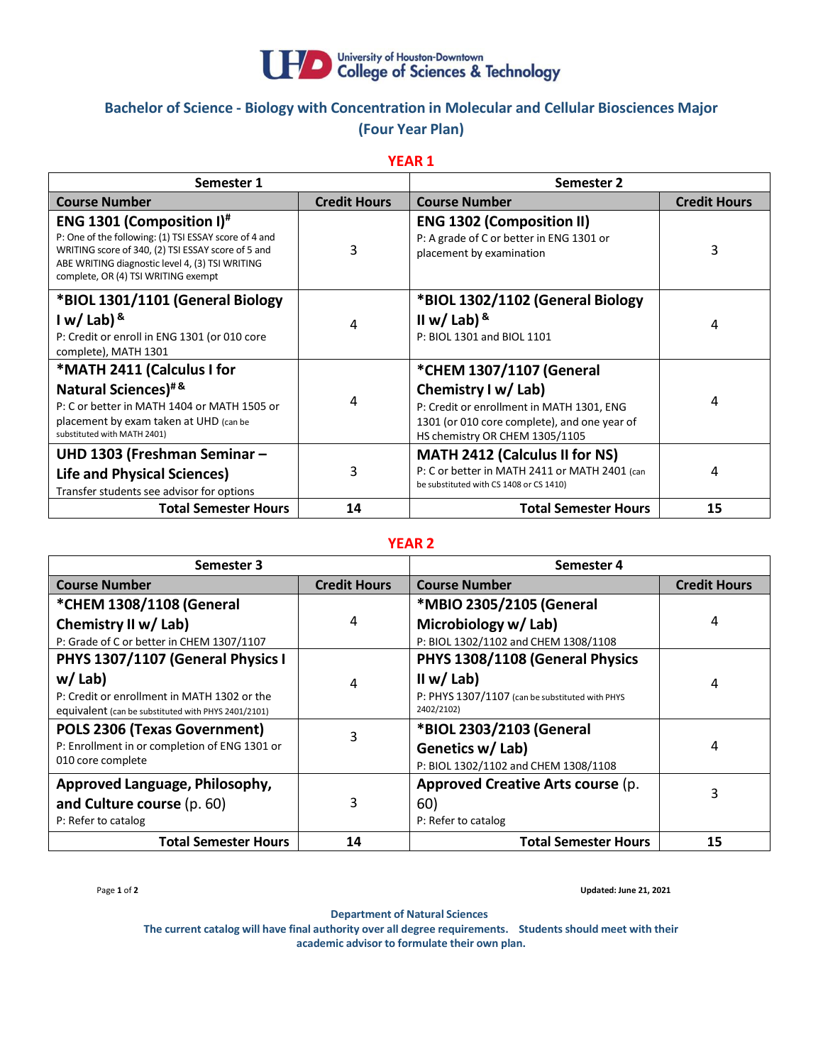University of Houston-Downtown
College of Sciences & Technology

## Bachelor of Science - Biology with Concentration in Molecular and Cellular Biosciences Major
## (Four Year Plan)

### YEAR 1

| Semester 1 | | Semester 2 | |
|---|---|---|---|
| **Course Number** | **Credit Hours** | **Course Number** | **Credit Hours** |
| **ENG 1301 (Composition I)#** P: One of the following: (1) TSI ESSAY score of 4 and WRITING score of 340, (2) TSI ESSAY score of 5 and ABE WRITING diagnostic level 4, (3) TSI WRITING complete, OR (4) TSI WRITING exempt | 3 | **ENG 1302 (Composition II)** P: A grade of C or better in ENG 1301 or placement by examination | 3 |
| ***BIOL 1301/1101 (General Biology I w/ Lab) &** P: Credit or enroll in ENG 1301 (or 010 core complete), MATH 1301 | 4 | ***BIOL 1302/1102 (General Biology II w/ Lab) &** P: BIOL 1301 and BIOL 1101 | 4 |
| ***MATH 2411 (Calculus I for Natural Sciences)# &** P: C or better in MATH 1404 or MATH 1505 or placement by exam taken at UHD (can be substituted with MATH 2401) | 4 | ***CHEM 1307/1107 (General Chemistry I w/ Lab)** P: Credit or enrollment in MATH 1301, ENG 1301 (or 010 core complete), and one year of HS chemistry OR CHEM 1305/1105 | 4 |
| **UHD 1303 (Freshman Seminar – Life and Physical Sciences)** Transfer students see advisor for options | 3 | **MATH 2412 (Calculus II for NS)** P: C or better in MATH 2411 or MATH 2401 (can be substituted with CS 1408 or CS 1410) | 4 |
| **Total Semester Hours** | **14** | **Total Semester Hours** | **15** |

### YEAR 2

| Semester 3 | | Semester 4 | |
|---|---|---|---|
| **Course Number** | **Credit Hours** | **Course Number** | **Credit Hours** |
| ***CHEM 1308/1108 (General Chemistry II w/ Lab)** P: Grade of C or better in CHEM 1307/1107 | 4 | ***MBIO 2305/2105 (General Microbiology w/ Lab)** P: BIOL 1302/1102 and CHEM 1308/1108 | 4 |
| **PHYS 1307/1107 (General Physics I w/ Lab)** P: Credit or enrollment in MATH 1302 or the equivalent (can be substituted with PHYS 2401/2101) | 4 | **PHYS 1308/1108 (General Physics II w/ Lab)** P: PHYS 1307/1107 (can be substituted with PHYS 2402/2102) | 4 |
| **POLS 2306 (Texas Government)** P: Enrollment in or completion of ENG 1301 or 010 core complete | 3 | ***BIOL 2303/2103 (General Genetics w/ Lab)** P: BIOL 1302/1102 and CHEM 1308/1108 | 4 |
| **Approved Language, Philosophy, and Culture course** (p. 60) P: Refer to catalog | 3 | **Approved Creative Arts course** (p. 60) P: Refer to catalog | 3 |
| **Total Semester Hours** | **14** | **Total Semester Hours** | **15** |

Updated: June 21, 2021

**Department of Natural Sciences**
**The current catalog will have final authority over all degree requirements. Students should meet with their academic advisor to formulate their own plan.**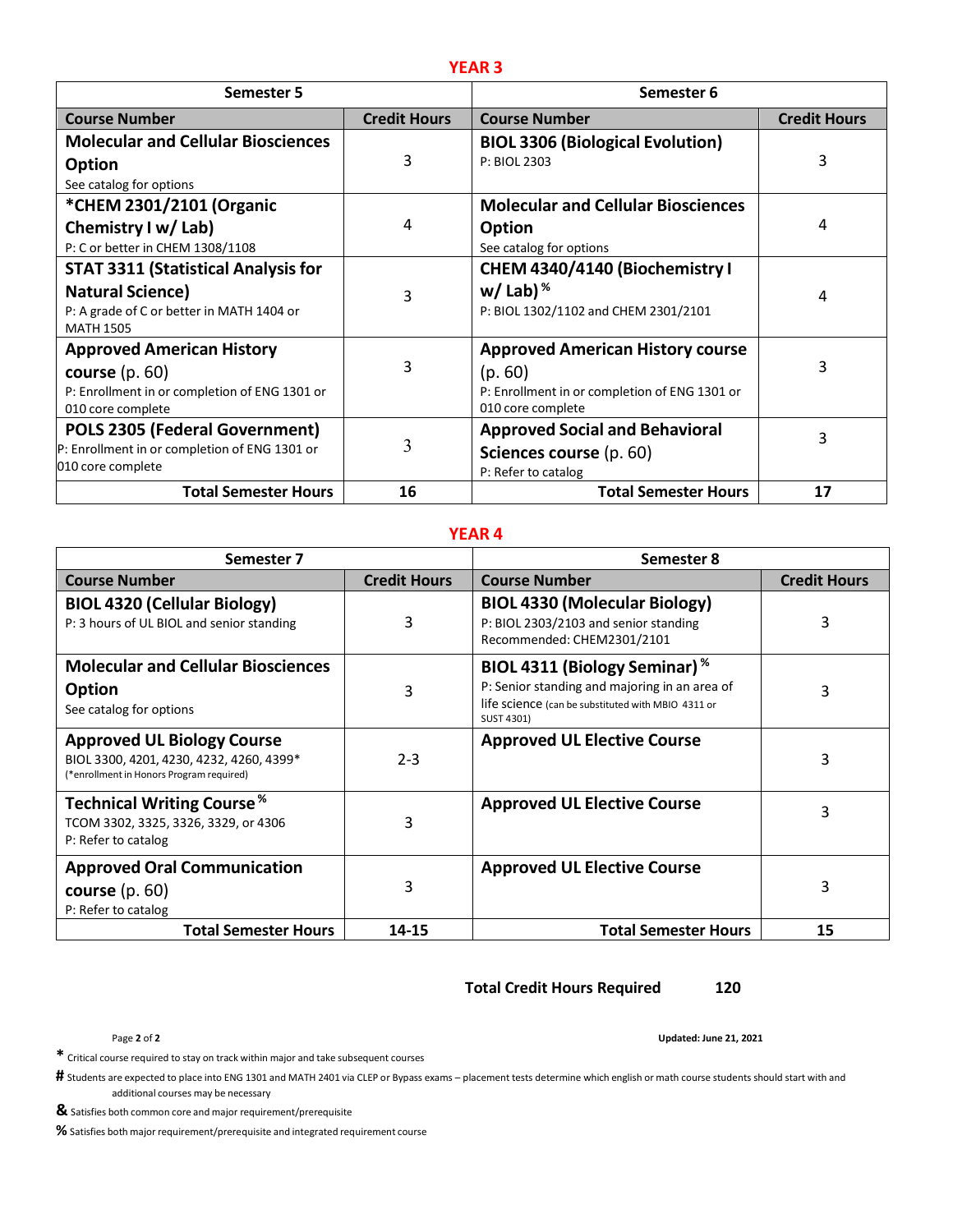## YEAR 3

| Semester 5 | | Semester 6 | |
|---|---|---|---|
| **Course Number** | **Credit Hours** | **Course Number** | **Credit Hours** |
| **Molecular and Cellular Biosciences Option** See catalog for options | 3 | **BIOL 3306 (Biological Evolution)** P: BIOL 2303 | 3 |
| **\*CHEM 2301/2101 (Organic Chemistry I w/ Lab)** P: C or better in CHEM 1308/1108 | 4 | **Molecular and Cellular Biosciences Option** See catalog for options | 4 |
| **STAT 3311 (Statistical Analysis for Natural Science)** P: A grade of C or better in MATH 1404 or MATH 1505 | 3 | **CHEM 4340/4140 (Biochemistry I w/ Lab)%** P: BIOL 1302/1102 and CHEM 2301/2101 | 4 |
| **Approved American History course** (p. 60) P: Enrollment in or completion of ENG 1301 or 010 core complete | 3 | **Approved American History course** (p. 60) P: Enrollment in or completion of ENG 1301 or 010 core complete | 3 |
| **POLS 2305 (Federal Government)** P: Enrollment in or completion of ENG 1301 or 010 core complete | 3 | **Approved Social and Behavioral Sciences course** (p. 60) P: Refer to catalog | 3 |
| **Total Semester Hours** | **16** | **Total Semester Hours** | **17** |

## YEAR 4

| Semester 7 | | Semester 8 | |
|---|---|---|---|
| **Course Number** | **Credit Hours** | **Course Number** | **Credit Hours** |
| **BIOL 4320 (Cellular Biology)** P: 3 hours of UL BIOL and senior standing | 3 | **BIOL 4330 (Molecular Biology)** P: BIOL 2303/2103 and senior standing Recommended: CHEM2301/2101 | 3 |
| **Molecular and Cellular Biosciences Option** See catalog for options | 3 | **BIOL 4311 (Biology Seminar)%** P: Senior standing and majoring in an area of life science (can be substituted with MBIO 4311 or SUST 4301) | 3 |
| **Approved UL Biology Course** BIOL 3300, 4201, 4230, 4232, 4260, 4399* (*enrollment in Honors Program required) | 2-3 | **Approved UL Elective Course** | 3 |
| **Technical Writing Course%** TCOM 3302, 3325, 3326, 3329, or 4306 P: Refer to catalog | 3 | **Approved UL Elective Course** | 3 |
| **Approved Oral Communication course** (p. 60) P: Refer to catalog | 3 | **Approved UL Elective Course** | 3 |
| **Total Semester Hours** | **14-15** | **Total Semester Hours** | **15** |

**Total Credit Hours Required 120**

Updated: June 21, 2021

\* Critical course required to stay on track within major and take subsequent courses

\# Students are expected to place into ENG 1301 and MATH 2401 via CLEP or Bypass exams – placement tests determine which english or math course students should start with and additional courses may be necessary

& Satisfies both common core and major requirement/prerequisite

% Satisfies both major requirement/prerequisite and integrated requirement course